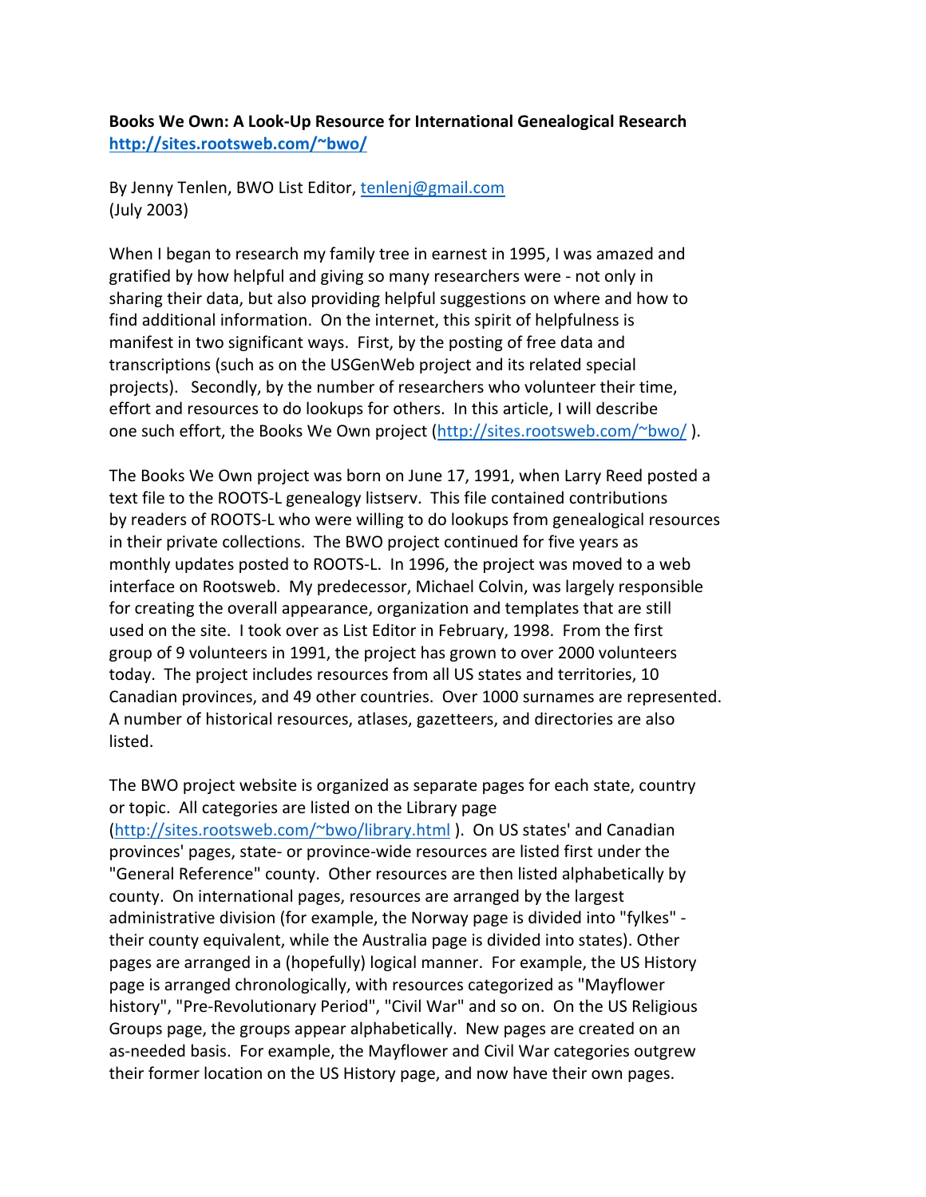**Books We Own: A Look-Up Resource for International Genealogical Research**
**http://sites.rootsweb.com/~bwo/**

By Jenny Tenlen, BWO List Editor, tenlenj@gmail.com
(July 2003)

When I began to research my family tree in earnest in 1995, I was amazed and gratified by how helpful and giving so many researchers were - not only in sharing their data, but also providing helpful suggestions on where and how to find additional information. On the internet, this spirit of helpfulness is manifest in two significant ways. First, by the posting of free data and transcriptions (such as on the USGenWeb project and its related special projects). Secondly, by the number of researchers who volunteer their time, effort and resources to do lookups for others. In this article, I will describe one such effort, the Books We Own project (http://sites.rootsweb.com/~bwo/ ).

The Books We Own project was born on June 17, 1991, when Larry Reed posted a text file to the ROOTS-L genealogy listserv. This file contained contributions by readers of ROOTS-L who were willing to do lookups from genealogical resources in their private collections. The BWO project continued for five years as monthly updates posted to ROOTS-L. In 1996, the project was moved to a web interface on Rootsweb. My predecessor, Michael Colvin, was largely responsible for creating the overall appearance, organization and templates that are still used on the site. I took over as List Editor in February, 1998. From the first group of 9 volunteers in 1991, the project has grown to over 2000 volunteers today. The project includes resources from all US states and territories, 10 Canadian provinces, and 49 other countries. Over 1000 surnames are represented. A number of historical resources, atlases, gazetteers, and directories are also listed.

The BWO project website is organized as separate pages for each state, country or topic. All categories are listed on the Library page (http://sites.rootsweb.com/~bwo/library.html ). On US states' and Canadian provinces' pages, state- or province-wide resources are listed first under the "General Reference" county. Other resources are then listed alphabetically by county. On international pages, resources are arranged by the largest administrative division (for example, the Norway page is divided into "fylkes" - their county equivalent, while the Australia page is divided into states). Other pages are arranged in a (hopefully) logical manner. For example, the US History page is arranged chronologically, with resources categorized as "Mayflower history", "Pre-Revolutionary Period", "Civil War" and so on. On the US Religious Groups page, the groups appear alphabetically. New pages are created on an as-needed basis. For example, the Mayflower and Civil War categories outgrew their former location on the US History page, and now have their own pages.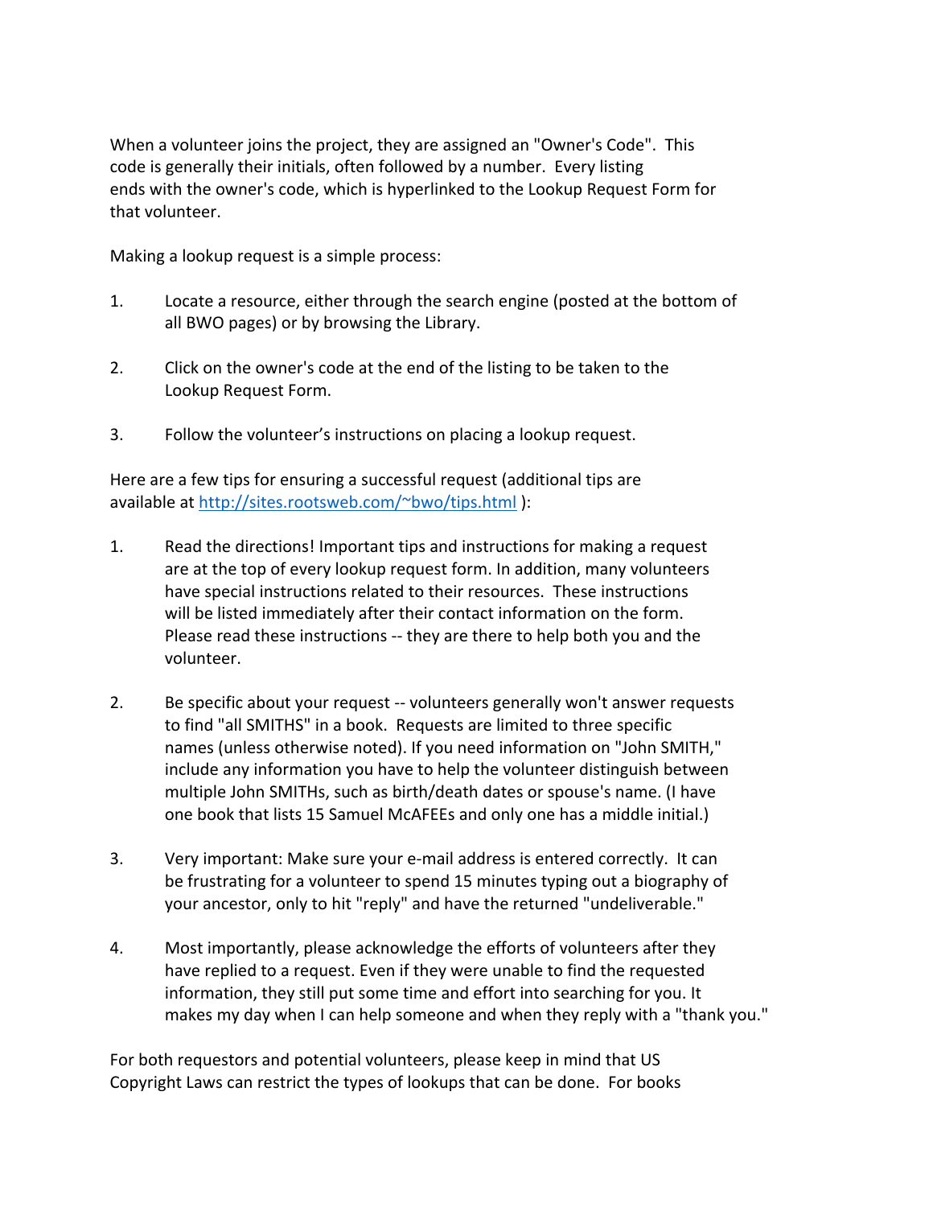When a volunteer joins the project, they are assigned an "Owner's Code". This code is generally their initials, often followed by a number. Every listing ends with the owner's code, which is hyperlinked to the Lookup Request Form for that volunteer.

Making a lookup request is a simple process:

1. Locate a resource, either through the search engine (posted at the bottom of all BWO pages) or by browsing the Library.

2. Click on the owner's code at the end of the listing to be taken to the Lookup Request Form.

3. Follow the volunteer's instructions on placing a lookup request.

Here are a few tips for ensuring a successful request (additional tips are available at http://sites.rootsweb.com/~bwo/tips.html ):

1. Read the directions! Important tips and instructions for making a request are at the top of every lookup request form. In addition, many volunteers have special instructions related to their resources. These instructions will be listed immediately after their contact information on the form. Please read these instructions -- they are there to help both you and the volunteer.

2. Be specific about your request -- volunteers generally won't answer requests to find "all SMITHS" in a book. Requests are limited to three specific names (unless otherwise noted). If you need information on "John SMITH," include any information you have to help the volunteer distinguish between multiple John SMITHs, such as birth/death dates or spouse's name. (I have one book that lists 15 Samuel McAFEEs and only one has a middle initial.)

3. Very important: Make sure your e-mail address is entered correctly. It can be frustrating for a volunteer to spend 15 minutes typing out a biography of your ancestor, only to hit "reply" and have the returned "undeliverable."

4. Most importantly, please acknowledge the efforts of volunteers after they have replied to a request. Even if they were unable to find the requested information, they still put some time and effort into searching for you. It makes my day when I can help someone and when they reply with a "thank you."

For both requestors and potential volunteers, please keep in mind that US Copyright Laws can restrict the types of lookups that can be done. For books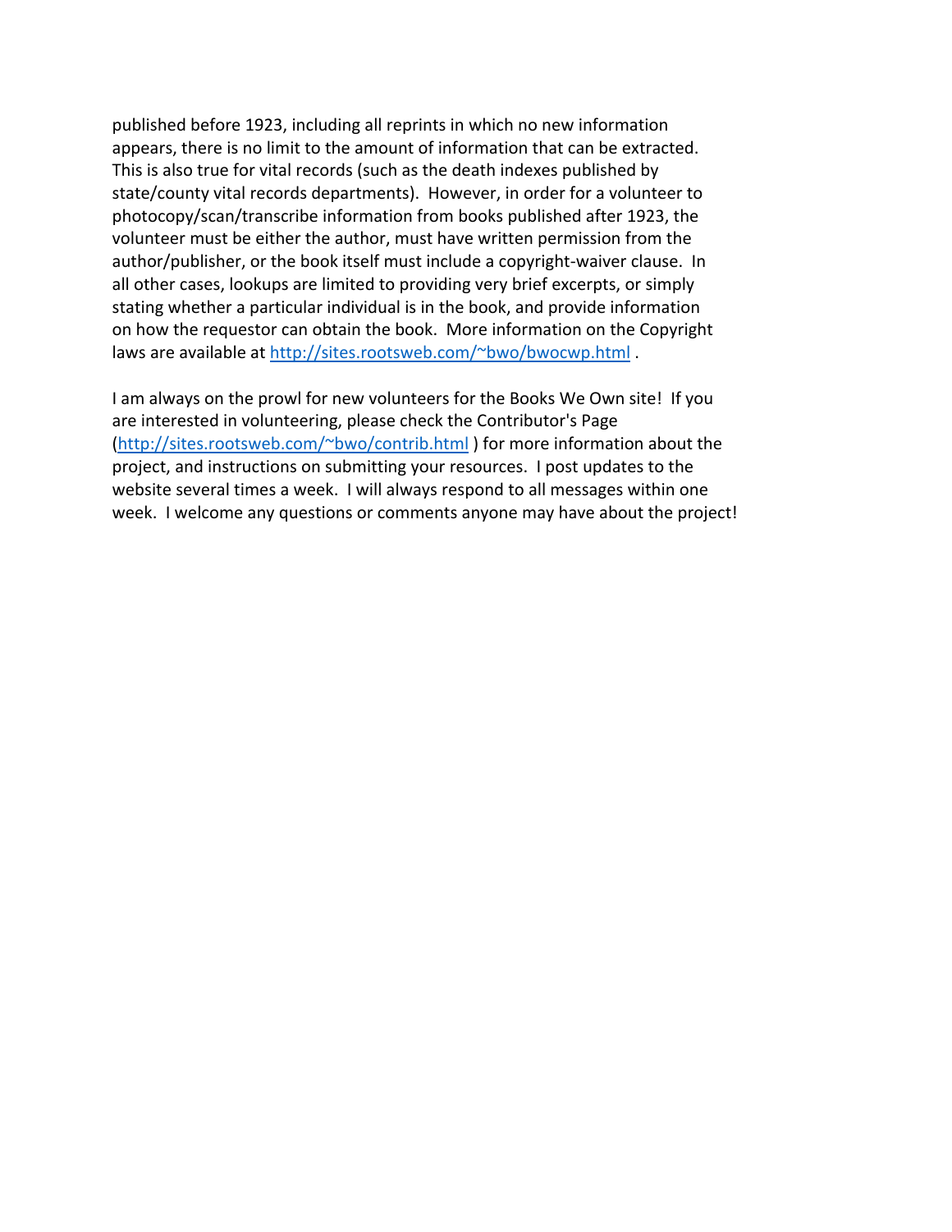published before 1923, including all reprints in which no new information appears, there is no limit to the amount of information that can be extracted. This is also true for vital records (such as the death indexes published by state/county vital records departments). However, in order for a volunteer to photocopy/scan/transcribe information from books published after 1923, the volunteer must be either the author, must have written permission from the author/publisher, or the book itself must include a copyright-waiver clause. In all other cases, lookups are limited to providing very brief excerpts, or simply stating whether a particular individual is in the book, and provide information on how the requestor can obtain the book. More information on the Copyright laws are available at http://sites.rootsweb.com/~bwo/bwocwp.html .

I am always on the prowl for new volunteers for the Books We Own site! If you are interested in volunteering, please check the Contributor's Page (http://sites.rootsweb.com/~bwo/contrib.html ) for more information about the project, and instructions on submitting your resources. I post updates to the website several times a week. I will always respond to all messages within one week. I welcome any questions or comments anyone may have about the project!